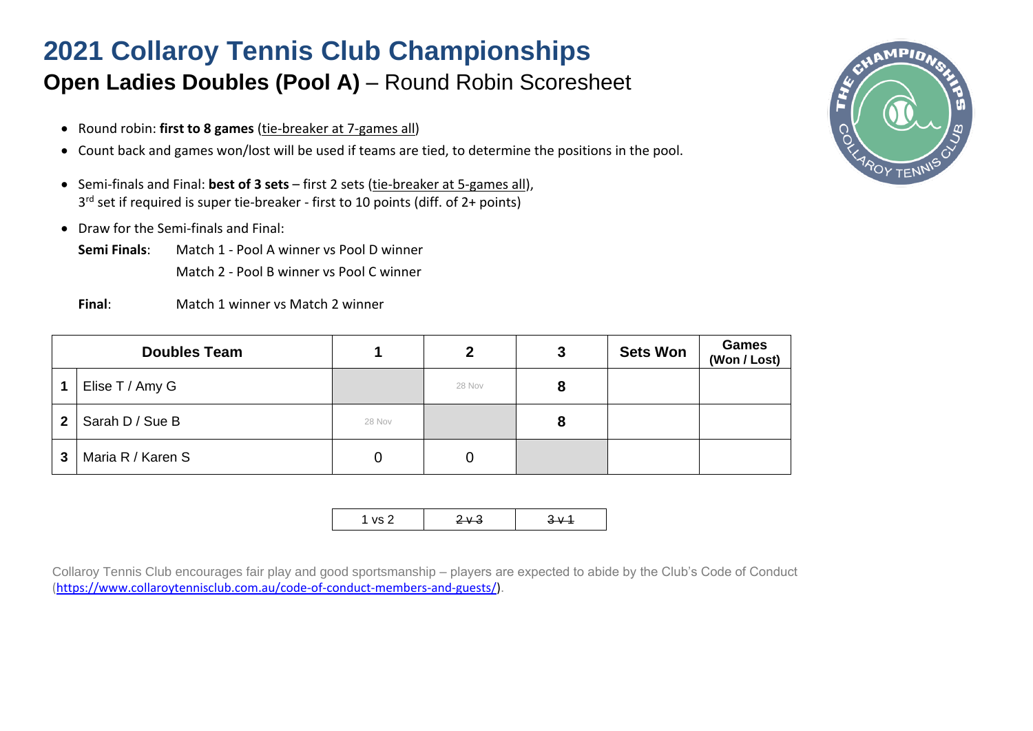# 2021 Collaroy Tennis Club Championships

## **Open Ladies Doubles (Pool A)** – Round Robin Scoresheet

- Round robin: **first to 8 games** (tie-breaker at 7-games all)
- Count back and games won/lost will be used if teams are tied, to determine the positions in the pool.
- Semi-finals and Final: **best of 3 sets** – first 2 sets (tie-breaker at 5-games all), 3rd set if required is super tie-breaker - first to 10 points (diff. of 2+ points)
- Draw for the Semi-finals and Final:

**Semi Finals**: Match 1 - Pool A winner vs Pool D winner

Match 2 - Pool B winner vs Pool C winner

**Final**: Match 1 winner vs Match 2 winner

| | Doubles Team | 1 | 2 | 3 | Sets Won | Games (Won / Lost) |
|---|---|---|---|---|---|---|
| 1 | Elise T / Amy G | | 28 Nov | 8 | | |
| 2 | Sarah D / Sue B | 28 Nov | | 8 | | |
| 3 | Maria R / Karen S | 0 | 0 | | | |

| 1 vs 2 | ~~2 v 3~~ | ~~3 v 1~~ |
|---|---|---|

Collaroy Tennis Club encourages fair play and good sportsmanship – players are expected to abide by the Club's Code of Conduct (https://www.collaroytennisclub.com.au/code-of-conduct-members-and-guests/).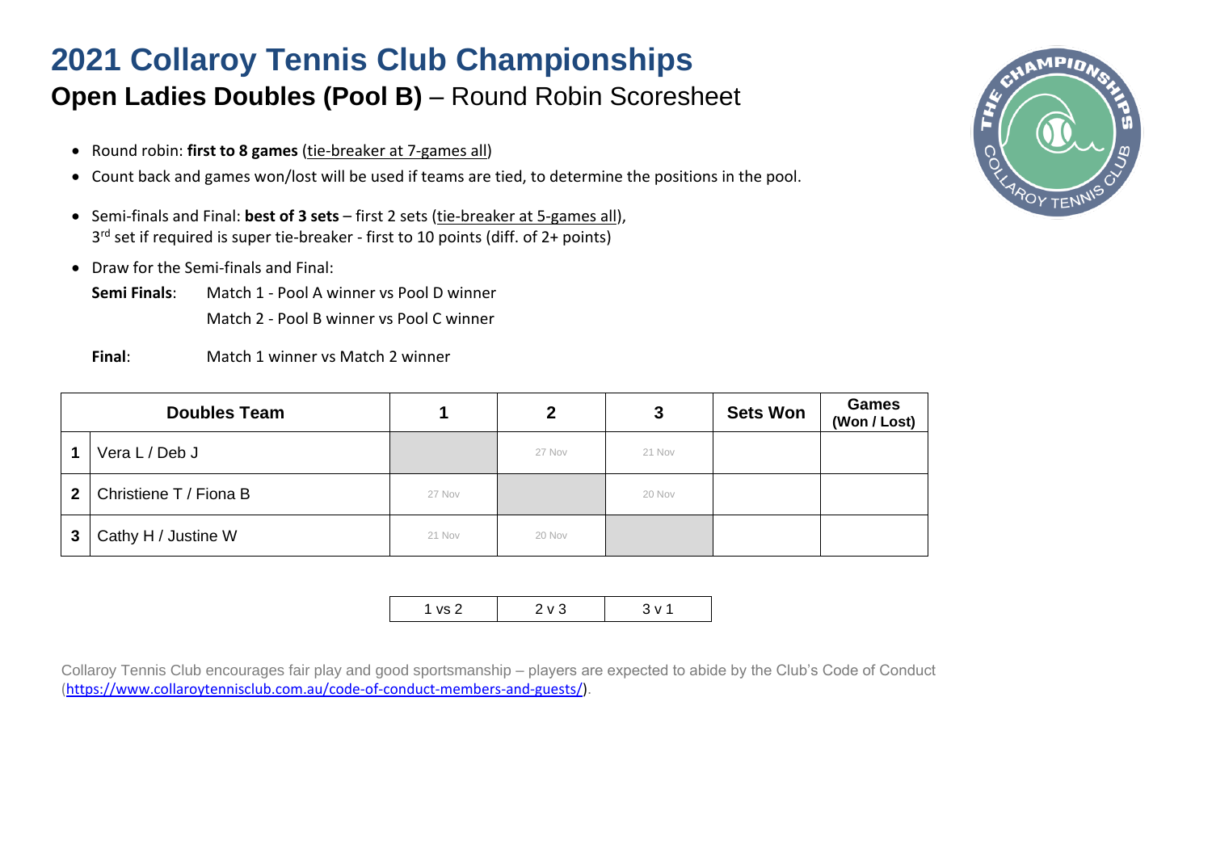# 2021 Collaroy Tennis Club Championships

## **Open Ladies Doubles (Pool B)** – Round Robin Scoresheet

- Round robin: **first to 8 games** (tie-breaker at 7-games all)
- Count back and games won/lost will be used if teams are tied, to determine the positions in the pool.
- Semi-finals and Final: **best of 3 sets** – first 2 sets (tie-breaker at 5-games all), 3rd set if required is super tie-breaker - first to 10 points (diff. of 2+ points)
- Draw for the Semi-finals and Final:

**Semi Finals**: Match 1 - Pool A winner vs Pool D winner

Match 2 - Pool B winner vs Pool C winner

**Final**: Match 1 winner vs Match 2 winner

| | **Doubles Team** | **1** | **2** | **3** | **Sets Won** | **Games (Won / Lost)** |
|---|---|---|---|---|---|---|
| **1** | Vera L / Deb J | | 27 Nov | 21 Nov | | |
| **2** | Christiene T / Fiona B | 27 Nov | | 20 Nov | | |
| **3** | Cathy H / Justine W | 21 Nov | 20 Nov | | | |

| 1 vs 2 | 2 v 3 | 3 v 1 |
|---|---|---|

Collaroy Tennis Club encourages fair play and good sportsmanship – players are expected to abide by the Club's Code of Conduct (https://www.collaroytennisclub.com.au/code-of-conduct-members-and-guests/).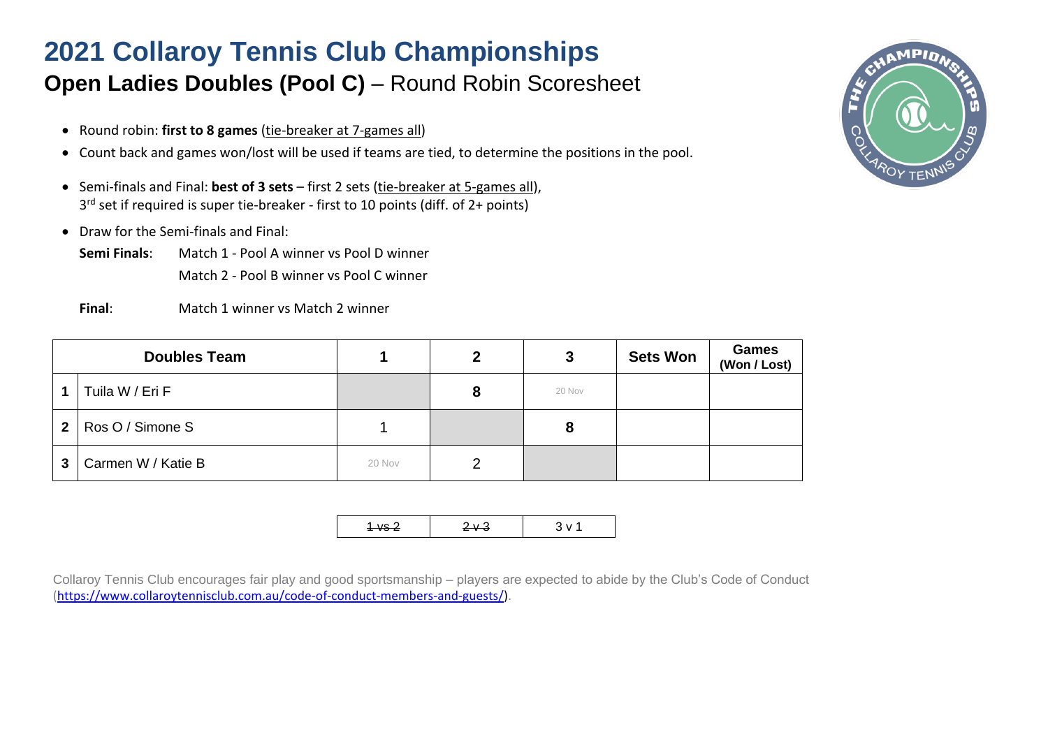# 2021 Collaroy Tennis Club Championships

## **Open Ladies Doubles (Pool C)** – Round Robin Scoresheet

- Round robin: **first to 8 games** (tie-breaker at 7-games all)
- Count back and games won/lost will be used if teams are tied, to determine the positions in the pool.
- Semi-finals and Final: **best of 3 sets** – first 2 sets (tie-breaker at 5-games all), 3rd set if required is super tie-breaker - first to 10 points (diff. of 2+ points)
- Draw for the Semi-finals and Final:

**Semi Finals**: Match 1 - Pool A winner vs Pool D winner
Match 2 - Pool B winner vs Pool C winner

**Final**: Match 1 winner vs Match 2 winner

| | Doubles Team | 1 | 2 | 3 | Sets Won | Games (Won / Lost) |
|---|---|---|---|---|---|---|
| 1 | Tuila W / Eri F | | **8** | 20 Nov | | |
| 2 | Ros O / Simone S | 1 | | **8** | | |
| 3 | Carmen W / Katie B | 20 Nov | 2 | | | |

| ~~1 vs 2~~ | ~~2 v 3~~ | 3 v 1 |
|---|---|---|

Collaroy Tennis Club encourages fair play and good sportsmanship – players are expected to abide by the Club's Code of Conduct (https://www.collaroytennisclub.com.au/code-of-conduct-members-and-guests/).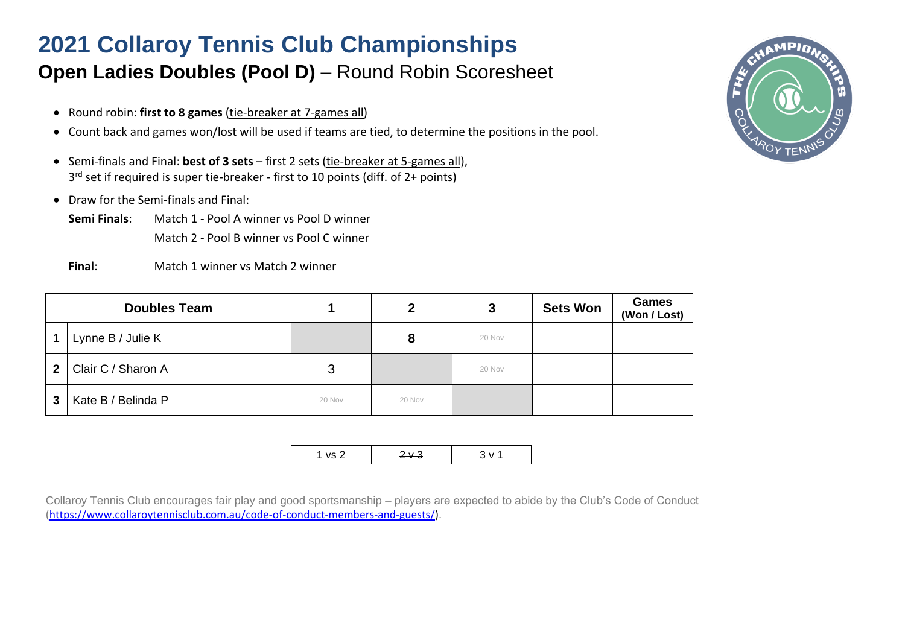# 2021 Collaroy Tennis Club Championships

## Open Ladies Doubles (Pool D) – Round Robin Scoresheet

- Round robin: **first to 8 games** (tie-breaker at 7-games all)
- Count back and games won/lost will be used if teams are tied, to determine the positions in the pool.
- Semi-finals and Final: **best of 3 sets** – first 2 sets (tie-breaker at 5-games all), 3rd set if required is super tie-breaker - first to 10 points (diff. of 2+ points)
- Draw for the Semi-finals and Final:

  **Semi Finals**: Match 1 - Pool A winner vs Pool D winner
  Match 2 - Pool B winner vs Pool C winner

  **Final**: Match 1 winner vs Match 2 winner

| | Doubles Team | 1 | 2 | 3 | Sets Won | Games (Won / Lost) |
|---|---|---|---|---|---|---|
| 1 | Lynne B / Julie K | | 8 | 20 Nov | | |
| 2 | Clair C / Sharon A | 3 | | 20 Nov | | |
| 3 | Kate B / Belinda P | 20 Nov | 20 Nov | | | |

| | | |
|---|---|---|
| 1 vs 2 | ~~2 v 3~~ | 3 v 1 |

Collaroy Tennis Club encourages fair play and good sportsmanship – players are expected to abide by the Club's Code of Conduct (https://www.collaroytennisclub.com.au/code-of-conduct-members-and-guests/).